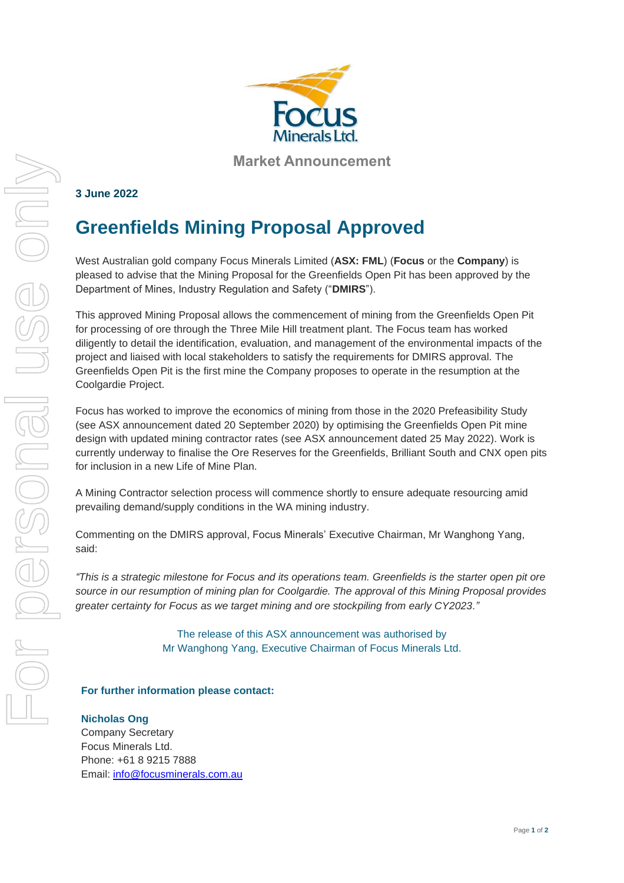Market Announcement

**3 June 2022**

# Greenfields Mining Proposal Approved

West Australian gold company Focus Minerals Limited (**ASX: FML**) (**Focus** or the **Company**) is pleased to advise that the Mining Proposal for the Greenfields Open Pit has been approved by the Department of Mines, Industry Regulation and Safety ("**DMIRS**").

This approved Mining Proposal allows the commencement of mining from the Greenfields Open Pit for processing of ore through the Three Mile Hill treatment plant. The Focus team has worked diligently to detail the identification, evaluation, and management of the environmental impacts of the project and liaised with local stakeholders to satisfy the requirements for DMIRS approval. The Greenfields Open Pit is the first mine the Company proposes to operate in the resumption at the Coolgardie Project.

Focus has worked to improve the economics of mining from those in the 2020 Prefeasibility Study (see ASX announcement dated 20 September 2020) by optimising the Greenfields Open Pit mine design with updated mining contractor rates (see ASX announcement dated 25 May 2022). Work is currently underway to finalise the Ore Reserves for the Greenfields, Brilliant South and CNX open pits for inclusion in a new Life of Mine Plan.

A Mining Contractor selection process will commence shortly to ensure adequate resourcing amid prevailing demand/supply conditions in the WA mining industry.

Commenting on the DMIRS approval, Focus Minerals' Executive Chairman, Mr Wanghong Yang, said:

*"This is a strategic milestone for Focus and its operations team. Greenfields is the starter open pit ore source in our resumption of mining plan for Coolgardie. The approval of this Mining Proposal provides greater certainty for Focus as we target mining and ore stockpiling from early CY2023."*

The release of this ASX announcement was authorised by
Mr Wanghong Yang, Executive Chairman of Focus Minerals Ltd.

**For further information please contact:**

**Nicholas Ong**
Company Secretary
Focus Minerals Ltd.
Phone: +61 8 9215 7888
Email: info@focusminerals.com.au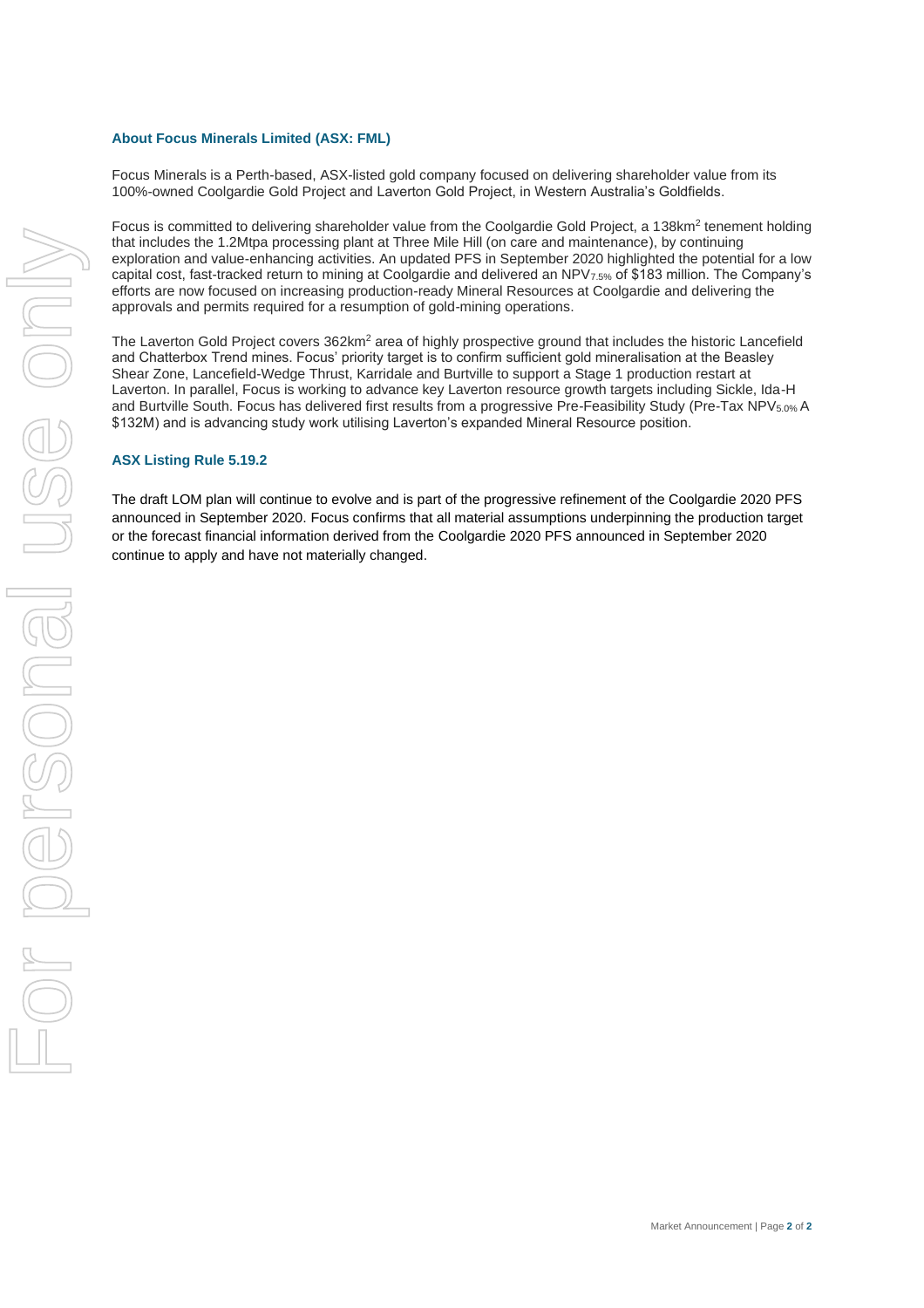### About Focus Minerals Limited (ASX: FML)

Focus Minerals is a Perth-based, ASX-listed gold company focused on delivering shareholder value from its 100%-owned Coolgardie Gold Project and Laverton Gold Project, in Western Australia's Goldfields.

Focus is committed to delivering shareholder value from the Coolgardie Gold Project, a 138km$^2$ tenement holding that includes the 1.2Mtpa processing plant at Three Mile Hill (on care and maintenance), by continuing exploration and value-enhancing activities. An updated PFS in September 2020 highlighted the potential for a low capital cost, fast-tracked return to mining at Coolgardie and delivered an $NPV_{7.5\%}$ of $183 million. The Company's efforts are now focused on increasing production-ready Mineral Resources at Coolgardie and delivering the approvals and permits required for a resumption of gold-mining operations.

The Laverton Gold Project covers 362km$^2$ area of highly prospective ground that includes the historic Lancefield and Chatterbox Trend mines. Focus' priority target is to confirm sufficient gold mineralisation at the Beasley Shear Zone, Lancefield-Wedge Thrust, Karridale and Burtville to support a Stage 1 production restart at Laverton. In parallel, Focus is working to advance key Laverton resource growth targets including Sickle, Ida-H and Burtville South. Focus has delivered first results from a progressive Pre-Feasibility Study (Pre-Tax $NPV_{5.0\%}$ A $132M) and is advancing study work utilising Laverton's expanded Mineral Resource position.

### ASX Listing Rule 5.19.2

The draft LOM plan will continue to evolve and is part of the progressive refinement of the Coolgardie 2020 PFS announced in September 2020. Focus confirms that all material assumptions underpinning the production target or the forecast financial information derived from the Coolgardie 2020 PFS announced in September 2020 continue to apply and have not materially changed.